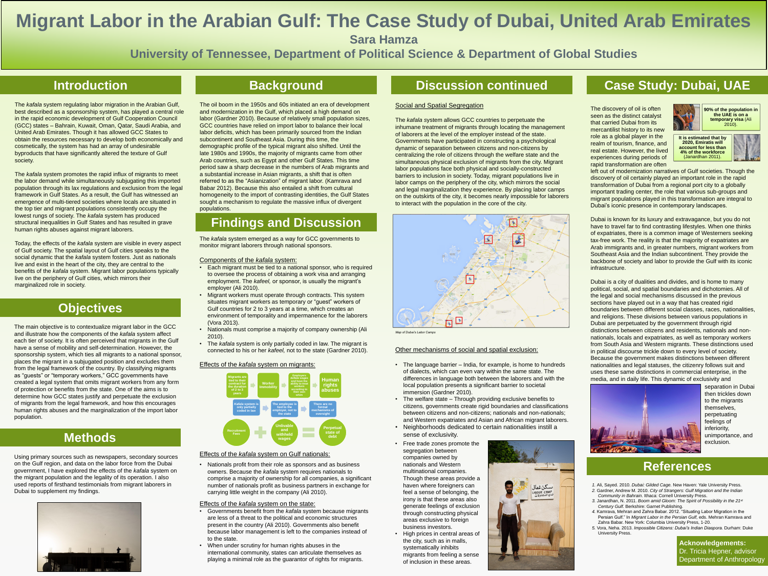# Migrant Labor in the Arabian Gulf: The Case Study of Dubai, United Arab Emirates

**Sara Hamza**

**University of Tennessee, Department of Political Science & Department of Global Studies**

## Introduction

The *kafala* system regulating labor migration in the Arabian Gulf, best described as a sponsorship system, has played a central role in the rapid economic development of Gulf Cooperation Council (GCC) states – Bahrain, Kuwait, Oman, Qatar, Saudi Arabia, and United Arab Emirates. Though it has allowed GCC States to obtain the resources necessary to develop both economically and cosmetically, the system has had an array of undesirable byproducts that have significantly altered the texture of Gulf society.

The *kafala* system promotes the rapid influx of migrants to meet the labor demand while simultaneously subjugating this imported population through its lax regulations and exclusion from the legal framework in Gulf States. As a result, the Gulf has witnessed an emergence of multi-tiered societies where locals are situated in the top tier and migrant populations consistently occupy the lowest rungs of society. The *kafala* system has produced structural inequalities in Gulf States and has resulted in grave human rights abuses against migrant laborers.

Today, the effects of the *kafala* system are visible in every aspect of Gulf society. The spatial layout of Gulf cities speaks to the social dynamic that the *kafala* system fosters. Just as nationals live and exist in the heart of the city, they are central to the benefits of the *kafala* system. Migrant labor populations typically live on the periphery of Gulf cities, which mirrors their marginalized role in society.

## Objectives

The main objective is to contextualize migrant labor in the GCC and illustrate how the components of the *kafala* system affect each tier of society. It is often perceived that migrants in the Gulf have a sense of mobility and self-determination. However, the sponsorship system, which ties all migrants to a national sponsor, places the migrant in a subjugated position and excludes them from the legal framework of the country. By classifying migrants as "guests" or "temporary workers," GCC governments have created a legal system that omits migrant workers from any form of protection or benefits from the state. One of the aims is to determine how GCC states justify and perpetuate the exclusion of migrants from the legal framework, and how this encourages human rights abuses and the marginalization of the import labor population.

## Methods

Using primary sources such as newspapers, secondary sources on the Gulf region, and data on the labor force from the Dubai government, I have explored the effects of the *kafala* system on the migrant population and the legality of its operation. I also used reports of firsthand testimonials from migrant laborers in Dubai to supplement my findings.

## Background

The oil boom in the 1950s and 60s initiated an era of development and modernization in the Gulf, which placed a high demand on labor (Gardner 2010). Because of relatively small population sizes, GCC countries have relied on import labor to balance their local labor deficits, which has been primarily sourced from the Indian subcontinent and Southeast Asia. During this time, the demographic profile of the typical migrant also shifted. Until the late 1980s and 1990s, the majority of migrants came from other Arab countries, such as Egypt and other Gulf States. This time period saw a sharp decrease in the numbers of Arab migrants and a substantial increase in Asian migrants, a shift that is often referred to as the "Asianization" of migrant labor. (Kamrava and Babar 2012). Because this also entailed a shift from cultural homogeneity to the import of contrasting identities, the Gulf States sought a mechanism to regulate the massive influx of divergent populations.

## Findings and Discussion

The *kafala* system emerged as a way for GCC governments to monitor migrant laborers through national sponsors.

Components of the *kafala* system:

- Each migrant must be tied to a national sponsor, who is required to oversee the process of obtaining a work visa and arranging employment. The *kafeel,* or sponsor, is usually the migrant's employer (Ali 2010).
- Migrant workers must operate through contracts. This system situates migrant workers as temporary or "guest" workers of Gulf countries for 2 to 3 years at a time, which creates an environment of temporality and impermanence for the laborers (Vora 2013).
- Nationals must comprise a majority of company ownership (Ali 2010).
- The *kafala* system is only partially coded in law. The migrant is connected to his or her *kafeel,* not to the state (Gardner 2010).

Effects of the *kafala* system on migrants:

Migrants are tied to their contract for the duration of 2 to 3 years → Worker Immobility → Employers deflate wages and have the ability to treat workers according to their own whim → Human rights abuses

*Kafala* system is only partially coded in law → The employee is tied to the employer, not to the state → There are no formal mechanisms of oversight

Recruitment Fees + Unlivable and withheld wages = Perpetual state of debt

Effects of the *kafala* system on Gulf nationals:

- Nationals profit from their role as sponsors and as business owners. Because the *kafala* system requires nationals to comprise a majority of ownership for all companies, a significant number of nationals profit as business partners in exchange for carrying little weight in the company (Ali 2010).

Effects of the *kafala* system on the state:

- Governments benefit from the *kafala* system because migrants are less of a threat to the political and economic structures present in the country (Ali 2010). Governments also benefit because labor management is left to the companies instead of to the state.
- When under scrutiny for human rights abuses in the international community, states can articulate themselves as playing a minimal role as the guarantor of rights for migrants.

## Discussion continued

Social and Spatial Segregation

The *kafala* system allows GCC countries to perpetuate the inhumane treatment of migrants through locating the management of laborers at the level of the employer instead of the state. Governments have participated in constructing a psychological dynamic of separation between citizens and non-citizens by centralizing the role of citizens through the welfare state and the simultaneous physical exclusion of migrants from the city. Migrant labor populations face both physical and socially-constructed barriers to inclusion in society. Today, migrant populations live in labor camps on the periphery of the city, which mirrors the social and legal marginalization they experience. By placing labor camps on the outskirts of the city, it becomes nearly impossible for laborers to interact with the population in the core of the city.

*Map of Dubai's Labor Camps*

Other mechanisms of social and spatial exclusion:

- The language barrier – India, for example, is home to hundreds of dialects, which can even vary within the same state. The differences in language both between the laborers and with the local population presents a significant barrier to societal immersion (Gardner 2010).
- The welfare state – Through providing exclusive benefits to citizens, governments create rigid boundaries and classifications between citizens and non-citizens; nationals and non-nationals; and Western expatriates and Asian and African migrant laborers.
- Neighborhoods dedicated to certain nationalities instill a sense of exclusivity.
- Free trade zones promote the segregation between companies owned by nationals and Western multinational companies. Though these areas provide a haven where foreigners can feel a sense of belonging, the irony is that these areas also generate feelings of exclusion through constructing physical areas exclusive to foreign business investors.
- High prices in central areas of the city, such as in malls, systematically inhibits migrants from feeling a sense of inclusion in these areas.

## Case Study: Dubai, UAE

**90% of the population in the UAE is on a temporary visa** (Ali 2010).

**It is estimated that by 2020, Emiratis will account for less than 4% of the workforce** (Janardhan 2011).

The discovery of oil is often seen as the distinct catalyst that carried Dubai from its mercantilist history to its new role as a global player in the realm of tourism, finance, and real estate. However, the lived experiences during periods of rapid transformation are often left out of modernization narratives of Gulf societies. Though the discovery of oil certainly played an important role in the rapid transformation of Dubai from a regional port city to a globally important trading center, the role that various sub-groups and migrant populations played in this transformation are integral to Dubai's iconic presence in contemporary landscapes.

Dubai is known for its luxury and extravagance, but you do not have to travel far to find contrasting lifestyles. When one thinks of expatriates, there is a common image of Westerners seeking tax-free work. The reality is that the majority of expatriates are Arab immigrants and, in greater numbers, migrant workers from Southeast Asia and the Indian subcontinent. They provide the backbone of society and labor to provide the Gulf with its iconic infrastructure.

Dubai is a city of dualities and divides, and is home to many political, social, and spatial boundaries and dichotomies. All of the legal and social mechanisms discussed in the previous sections have played out in a way that has created rigid boundaries between different social classes, races, nationalities, and religions. These divisions between various populations in Dubai are perpetuated by the government through rigid distinctions between citizens and residents, nationals and non-nationals, locals and expatriates, as well as temporary workers from South Asia and Western migrants. These distinctions used in political discourse trickle down to every level of society. Because the government makes distinctions between different nationalities and legal statuses, the citizenry follows suit and uses these same distinctions in commercial enterprise, in the media, and in daily life. This dynamic of exclusivity and separation in Dubai then trickles down to the migrants themselves, perpetuating feelings of inferiority, unimportance, and exclusion.

## References

1. Ali, Sayed. 2010. *Dubai: Gilded Cage.* New Haven: Yale University Press.
2. Gardner, Andrew M. 2010. *City of Strangers: Gulf Migration and the Indian Community in Bahrain.* Ithaca: Cornell University Press.
3. Janardhan, N. 2011. *Boom amid Gloom: The Spirit of Possibility in the 21st Century Gulf.* Berkshire: Garnet Publishing.
4. Kamrava, Mehran and Zahra Babar. 2012. "Situating Labor Migration in the Persian Gulf." In *Migrant Labor in the Persian Gulf,* eds. Mehran Kamrava and Zahra Babar. New York: Columbia University Press, 1-20.
5. Vora, Neha. 2013. *Impossible Citizens: Dubai's Indian Diaspora.* Durham: Duke University Press.

**Acknowledgements:**
Dr. Tricia Hepner, advisor
Department of Anthropology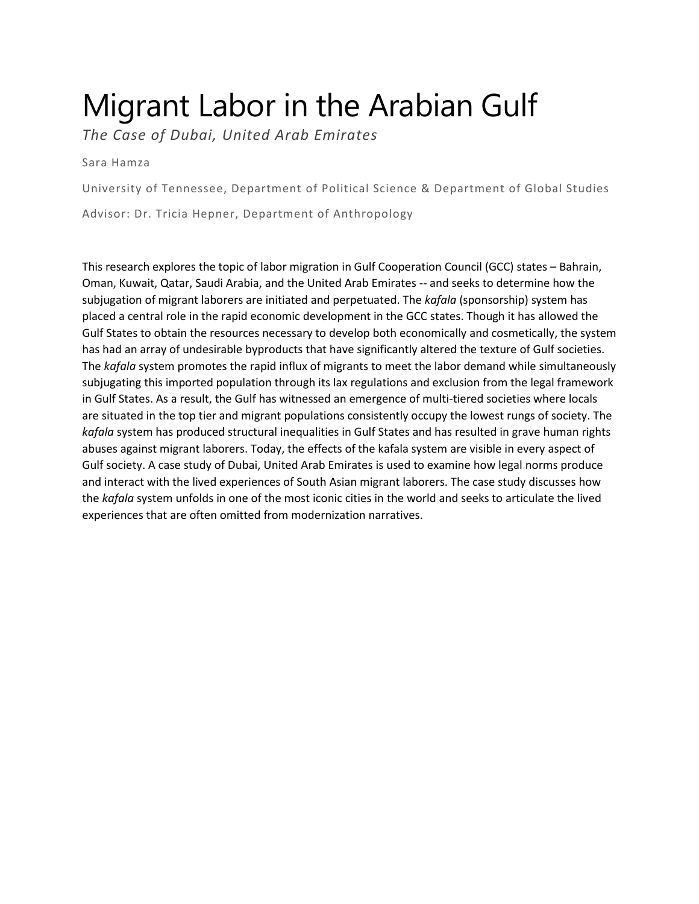# Migrant Labor in the Arabian Gulf

*The Case of Dubai, United Arab Emirates*

Sara Hamza

University of Tennessee, Department of Political Science & Department of Global Studies

Advisor: Dr. Tricia Hepner, Department of Anthropology

This research explores the topic of labor migration in Gulf Cooperation Council (GCC) states – Bahrain, Oman, Kuwait, Qatar, Saudi Arabia, and the United Arab Emirates -- and seeks to determine how the subjugation of migrant laborers are initiated and perpetuated. The *kafala* (sponsorship) system has placed a central role in the rapid economic development in the GCC states. Though it has allowed the Gulf States to obtain the resources necessary to develop both economically and cosmetically, the system has had an array of undesirable byproducts that have significantly altered the texture of Gulf societies. The *kafala* system promotes the rapid influx of migrants to meet the labor demand while simultaneously subjugating this imported population through its lax regulations and exclusion from the legal framework in Gulf States. As a result, the Gulf has witnessed an emergence of multi-tiered societies where locals are situated in the top tier and migrant populations consistently occupy the lowest rungs of society. The *kafala* system has produced structural inequalities in Gulf States and has resulted in grave human rights abuses against migrant laborers. Today, the effects of the kafala system are visible in every aspect of Gulf society. A case study of Dubai, United Arab Emirates is used to examine how legal norms produce and interact with the lived experiences of South Asian migrant laborers. The case study discusses how the *kafala* system unfolds in one of the most iconic cities in the world and seeks to articulate the lived experiences that are often omitted from modernization narratives.